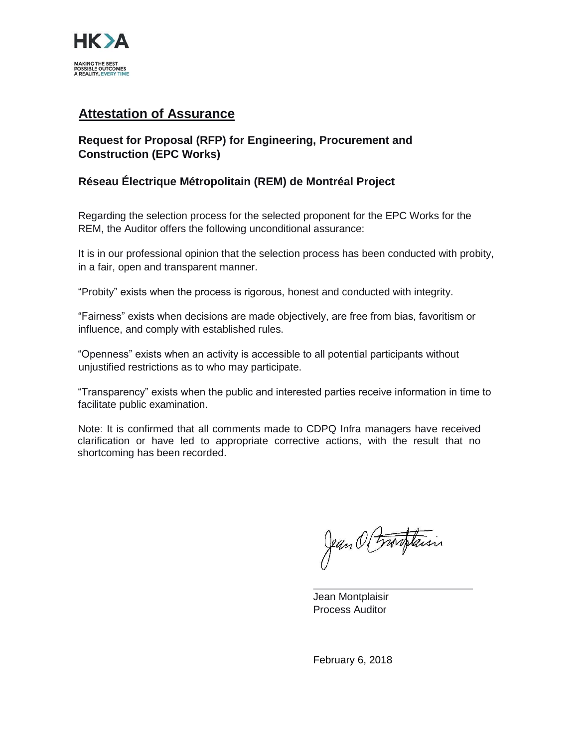HK>A

MAKING THE BEST
POSSIBLE OUTCOMES
A REALITY, EVERY TIME

# Attestation of Assurance

**Request for Proposal (RFP) for Engineering, Procurement and Construction (EPC Works)**

**Réseau Électrique Métropolitain (REM) de Montréal Project**

Regarding the selection process for the selected proponent for the EPC Works for the REM, the Auditor offers the following unconditional assurance:

It is in our professional opinion that the selection process has been conducted with probity, in a fair, open and transparent manner.

"Probity" exists when the process is rigorous, honest and conducted with integrity.

"Fairness" exists when decisions are made objectively, are free from bias, favoritism or influence, and comply with established rules.

"Openness" exists when an activity is accessible to all potential participants without unjustified restrictions as to who may participate.

"Transparency" exists when the public and interested parties receive information in time to facilitate public examination.

Note: It is confirmed that all comments made to CDPQ Infra managers have received clarification or have led to appropriate corrective actions, with the result that no shortcoming has been recorded.

Jean Montplaisir
Process Auditor

February 6, 2018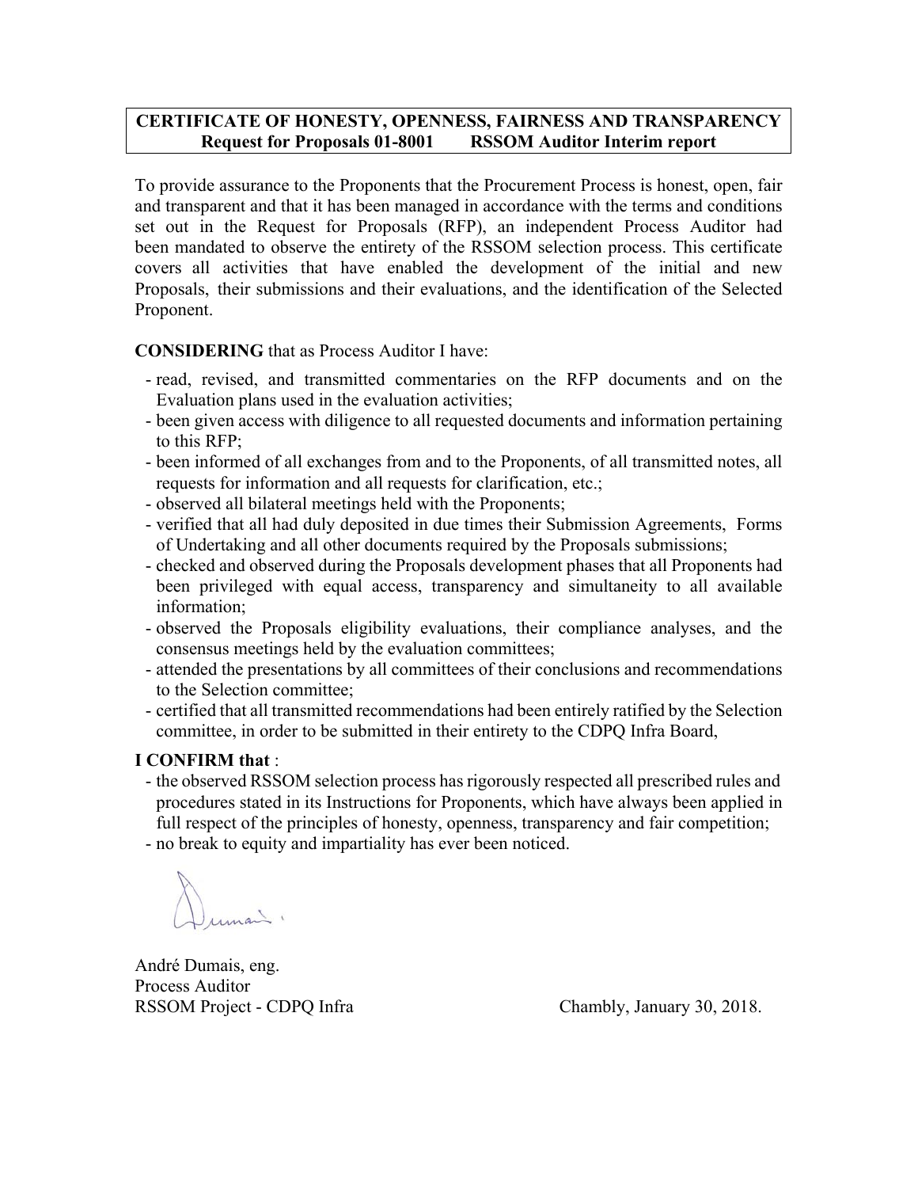**CERTIFICATE OF HONESTY, OPENNESS, FAIRNESS AND TRANSPARENCY**
**Request for Proposals 01-8001 RSSOM Auditor Interim report**

To provide assurance to the Proponents that the Procurement Process is honest, open, fair and transparent and that it has been managed in accordance with the terms and conditions set out in the Request for Proposals (RFP), an independent Process Auditor had been mandated to observe the entirety of the RSSOM selection process. This certificate covers all activities that have enabled the development of the initial and new Proposals, their submissions and their evaluations, and the identification of the Selected Proponent.

**CONSIDERING** that as Process Auditor I have:

- read, revised, and transmitted commentaries on the RFP documents and on the Evaluation plans used in the evaluation activities;
- been given access with diligence to all requested documents and information pertaining to this RFP;
- been informed of all exchanges from and to the Proponents, of all transmitted notes, all requests for information and all requests for clarification, etc.;
- observed all bilateral meetings held with the Proponents;
- verified that all had duly deposited in due times their Submission Agreements, Forms of Undertaking and all other documents required by the Proposals submissions;
- checked and observed during the Proposals development phases that all Proponents had been privileged with equal access, transparency and simultaneity to all available information;
- observed the Proposals eligibility evaluations, their compliance analyses, and the consensus meetings held by the evaluation committees;
- attended the presentations by all committees of their conclusions and recommendations to the Selection committee;
- certified that all transmitted recommendations had been entirely ratified by the Selection committee, in order to be submitted in their entirety to the CDPQ Infra Board,

**I CONFIRM that** :

- the observed RSSOM selection process has rigorously respected all prescribed rules and procedures stated in its Instructions for Proponents, which have always been applied in full respect of the principles of honesty, openness, transparency and fair competition;
- no break to equity and impartiality has ever been noticed.

André Dumais, eng.
Process Auditor
RSSOM Project - CDPQ Infra

Chambly, January 30, 2018.